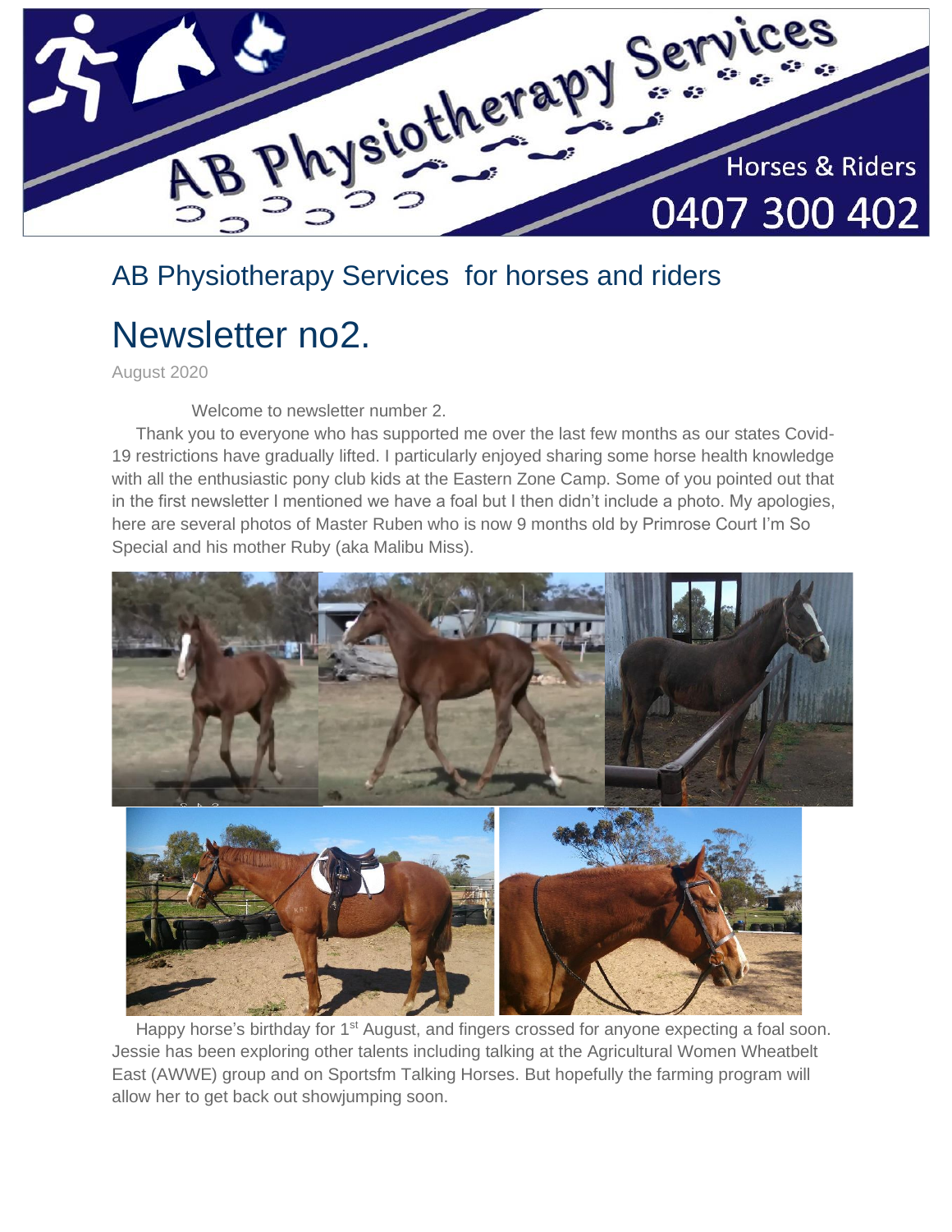# AB Physiotherapy Services for horses and riders

# Newsletter no2.

August 2020

Welcome to newsletter number 2.

Thank you to everyone who has supported me over the last few months as our states Covid-19 restrictions have gradually lifted. I particularly enjoyed sharing some horse health knowledge with all the enthusiastic pony club kids at the Eastern Zone Camp. Some of you pointed out that in the first newsletter I mentioned we have a foal but I then didn't include a photo. My apologies, here are several photos of Master Ruben who is now 9 months old by Primrose Court I'm So Special and his mother Ruby (aka Malibu Miss).

Happy horse's birthday for 1st August, and fingers crossed for anyone expecting a foal soon. Jessie has been exploring other talents including talking at the Agricultural Women Wheatbelt East (AWWE) group and on Sportsfm Talking Horses. But hopefully the farming program will allow her to get back out showjumping soon.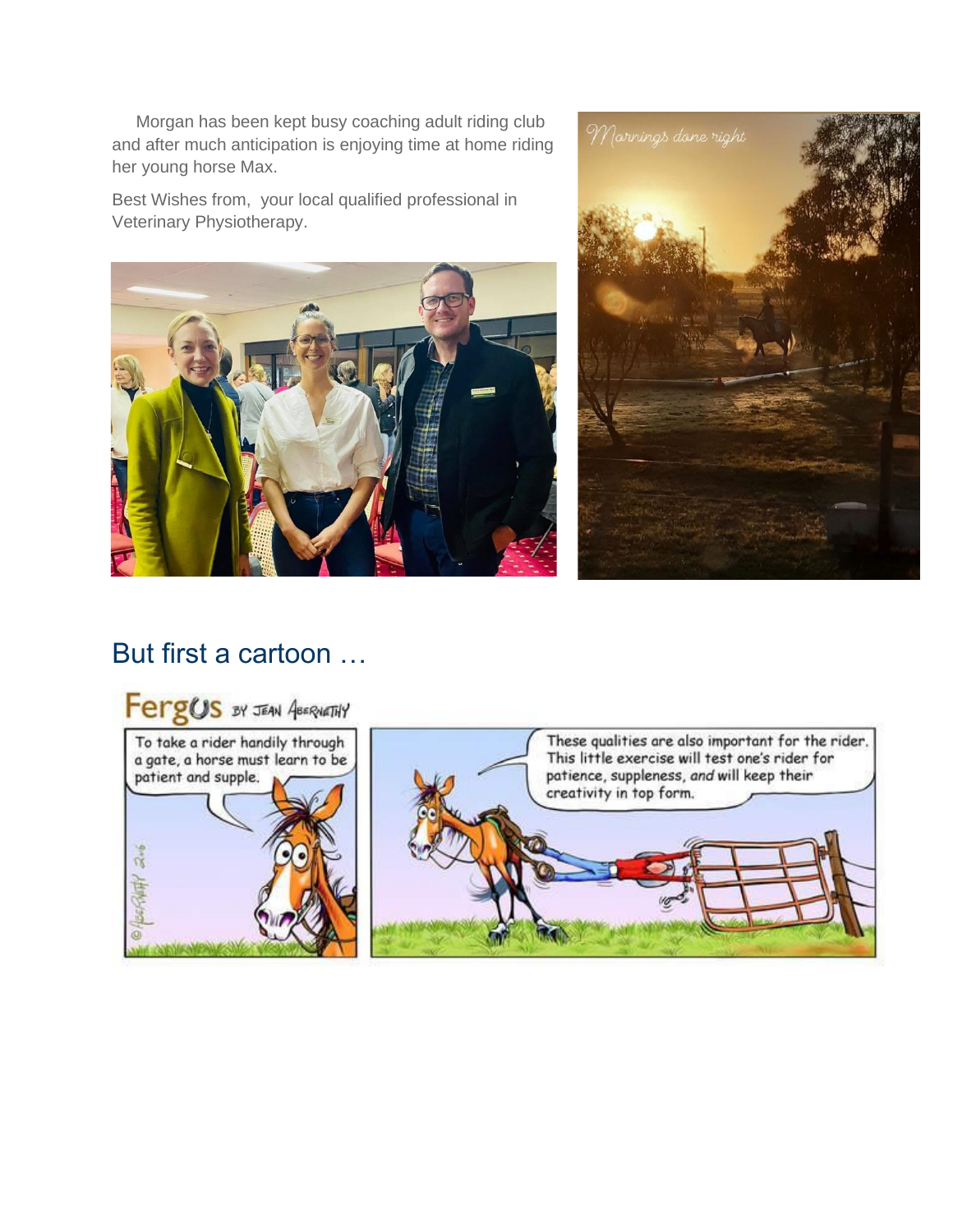Morgan has been kept busy coaching adult riding club and after much anticipation is enjoying time at home riding her young horse Max.

Best Wishes from, your local qualified professional in Veterinary Physiotherapy.

## But first a cartoon …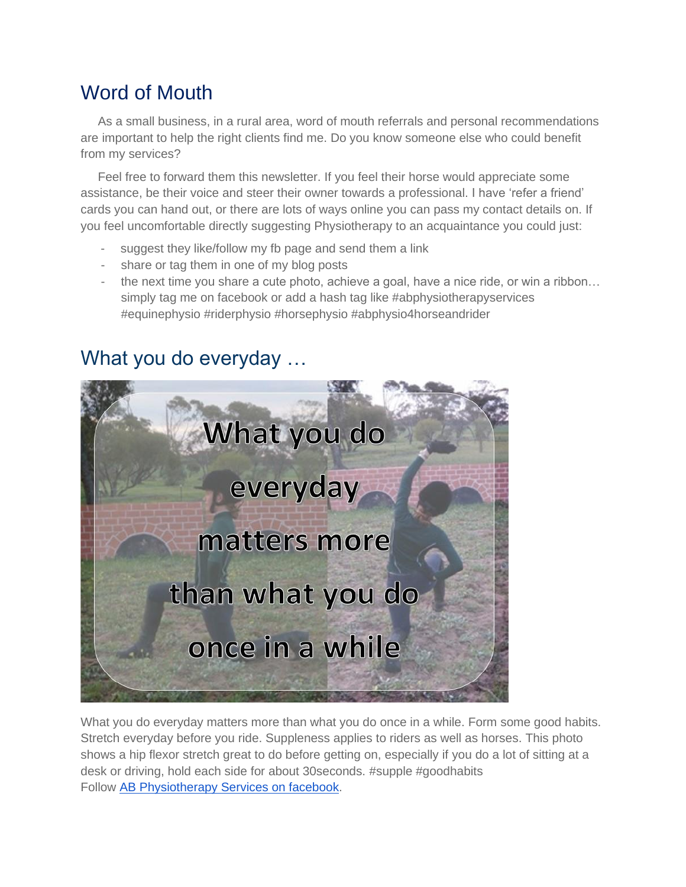## Word of Mouth

As a small business, in a rural area, word of mouth referrals and personal recommendations are important to help the right clients find me. Do you know someone else who could benefit from my services?

Feel free to forward them this newsletter. If you feel their horse would appreciate some assistance, be their voice and steer their owner towards a professional. I have 'refer a friend' cards you can hand out, or there are lots of ways online you can pass my contact details on. If you feel uncomfortable directly suggesting Physiotherapy to an acquaintance you could just:

- suggest they like/follow my fb page and send them a link
- share or tag them in one of my blog posts
- the next time you share a cute photo, achieve a goal, have a nice ride, or win a ribbon… simply tag me on facebook or add a hash tag like #abphysiotherapyservices #equinephysio #riderphysio #horsephysio #abphysio4horseandrider

## What you do everyday …

What you do everyday matters more than what you do once in a while. Form some good habits. Stretch everyday before you ride. Suppleness applies to riders as well as horses. This photo shows a hip flexor stretch great to do before getting on, especially if you do a lot of sitting at a desk or driving, hold each side for about 30seconds. #supple #goodhabits
Follow [AB Physiotherapy Services on facebook](AB Physiotherapy Services on facebook).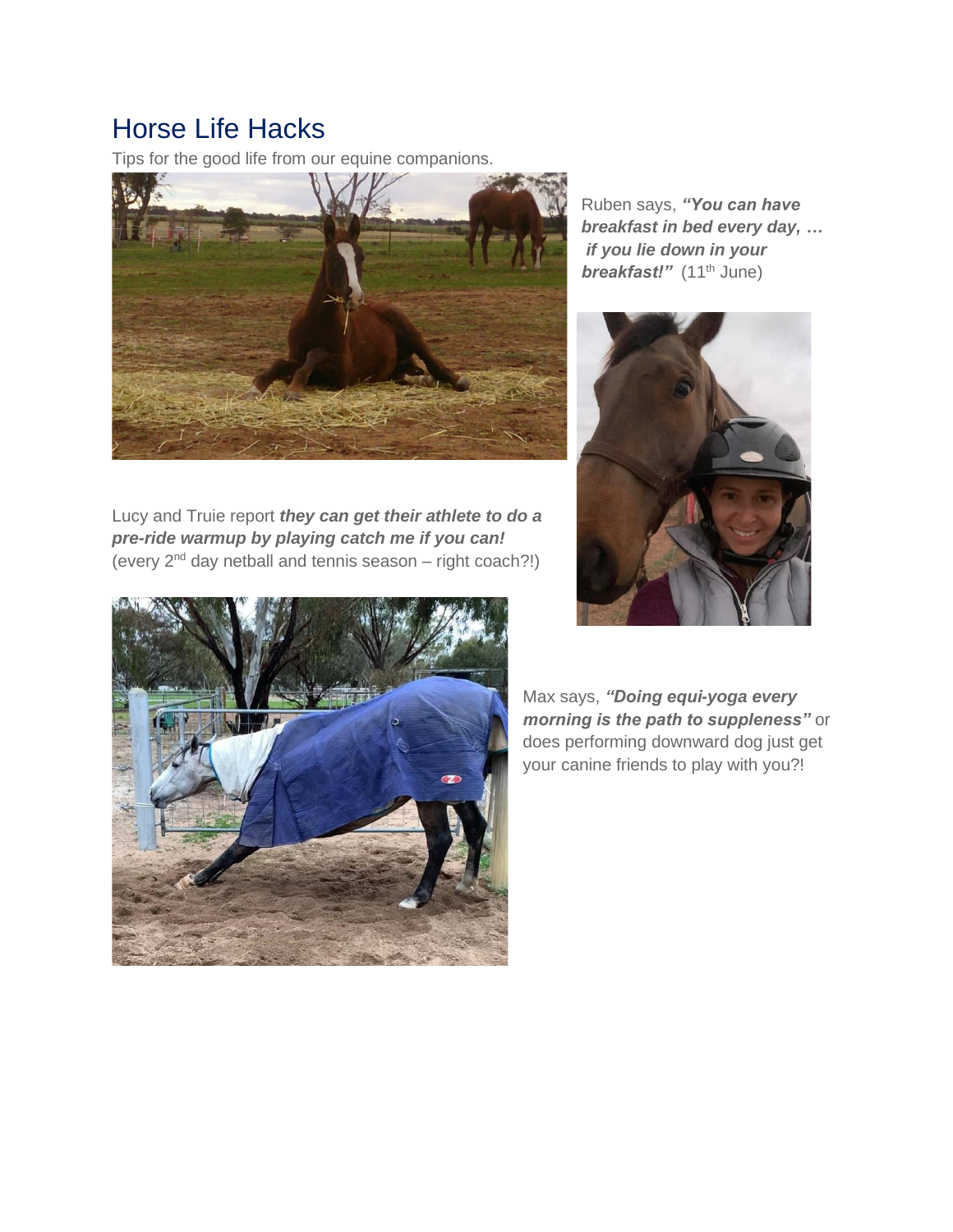# Horse Life Hacks

Tips for the good life from our equine companions.

Ruben says, ***"You can have breakfast in bed every day, … if you lie down in your breakfast!"*** (11th June)

Lucy and Truie report ***they can get their athlete to do a pre-ride warmup by playing catch me if you can!*** (every 2nd day netball and tennis season – right coach?!)

Max says, ***"Doing equi-yoga every morning is the path to suppleness"*** or does performing downward dog just get your canine friends to play with you?!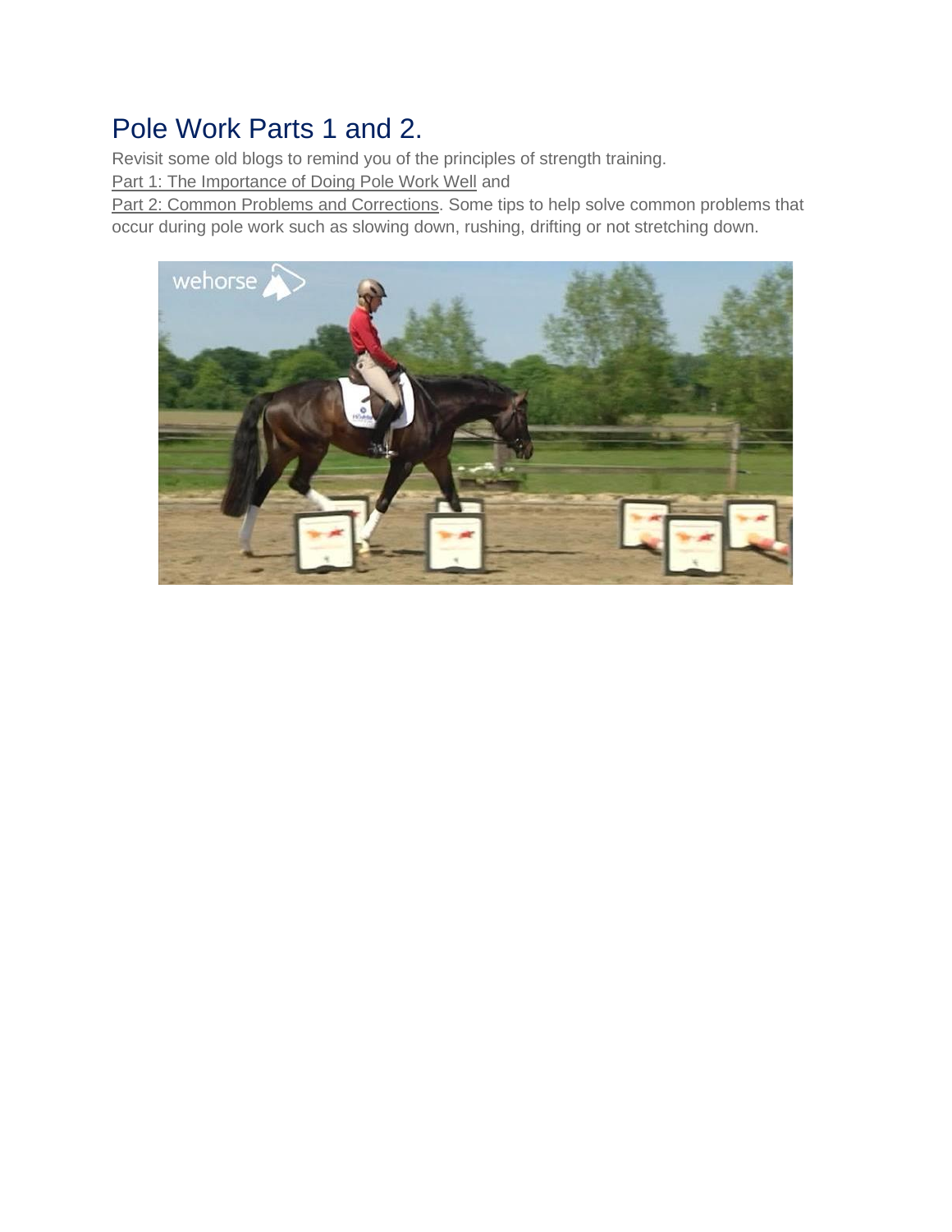## Pole Work Parts 1 and 2.

Revisit some old blogs to remind you of the principles of strength training.

Part 1: The Importance of Doing Pole Work Well and

Part 2: Common Problems and Corrections. Some tips to help solve common problems that occur during pole work such as slowing down, rushing, drifting or not stretching down.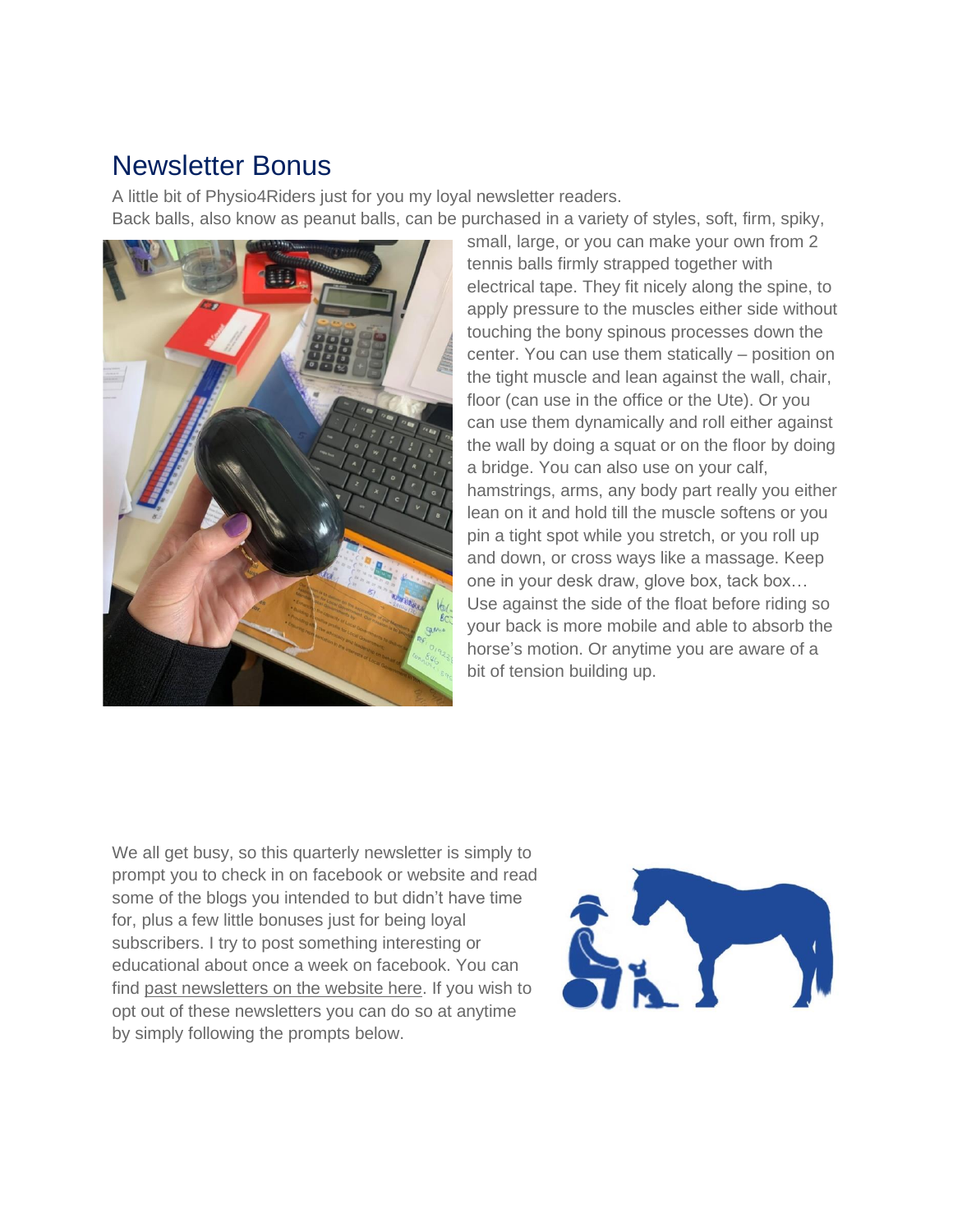## Newsletter Bonus

A little bit of Physio4Riders just for you my loyal newsletter readers.

Back balls, also know as peanut balls, can be purchased in a variety of styles, soft, firm, spiky, small, large, or you can make your own from 2 tennis balls firmly strapped together with electrical tape. They fit nicely along the spine, to apply pressure to the muscles either side without touching the bony spinous processes down the center. You can use them statically – position on the tight muscle and lean against the wall, chair, floor (can use in the office or the Ute). Or you can use them dynamically and roll either against the wall by doing a squat or on the floor by doing a bridge. You can also use on your calf, hamstrings, arms, any body part really you either lean on it and hold till the muscle softens or you pin a tight spot while you stretch, or you roll up and down, or cross ways like a massage. Keep one in your desk draw, glove box, tack box… Use against the side of the float before riding so your back is more mobile and able to absorb the horse's motion. Or anytime you are aware of a bit of tension building up.

We all get busy, so this quarterly newsletter is simply to prompt you to check in on facebook or website and read some of the blogs you intended to but didn't have time for, plus a few little bonuses just for being loyal subscribers. I try to post something interesting or educational about once a week on facebook. You can find past newsletters on the website here. If you wish to opt out of these newsletters you can do so at anytime by simply following the prompts below.